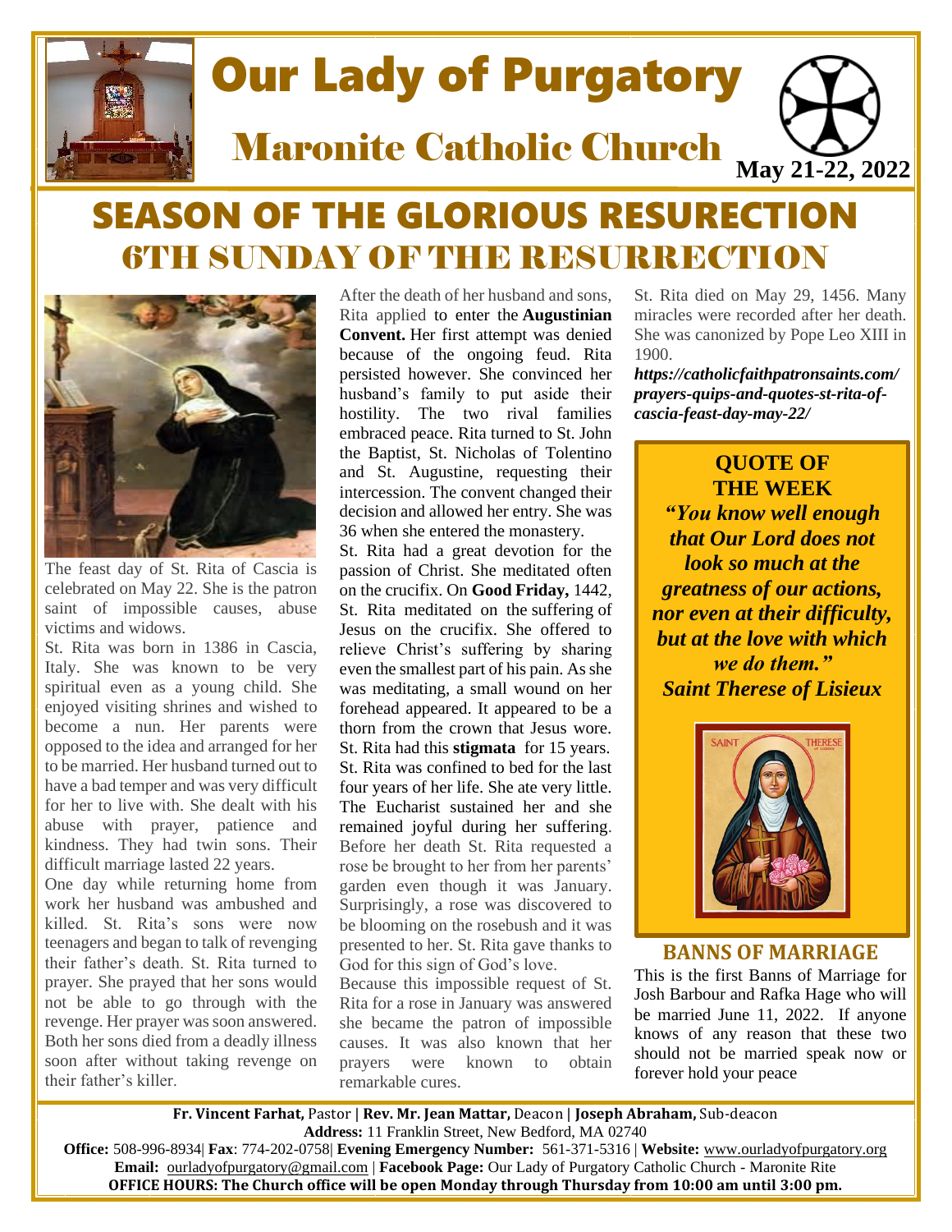# Our Lady of Purgatory

## Maronite Catholic Church

**May 21-22, 2022**

# SEASON OF THE GLORIOUS RESURECTION

## 6TH SUNDAY OF THE RESURRECTION

The feast day of St. Rita of Cascia is celebrated on May 22. She is the patron saint of impossible causes, abuse victims and widows.

St. Rita was born in 1386 in Cascia, Italy. She was known to be very spiritual even as a young child. She enjoyed visiting shrines and wished to become a nun. Her parents were opposed to the idea and arranged for her to be married. Her husband turned out to have a bad temper and was very difficult for her to live with. She dealt with his abuse with prayer, patience and kindness. They had twin sons. Their difficult marriage lasted 22 years.

One day while returning home from work her husband was ambushed and killed. St. Rita's sons were now teenagers and began to talk of revenging their father's death. St. Rita turned to prayer. She prayed that her sons would not be able to go through with the revenge. Her prayer was soon answered. Both her sons died from a deadly illness soon after without taking revenge on their father's killer.

After the death of her husband and sons, Rita applied to enter the **Augustinian Convent.** Her first attempt was denied because of the ongoing feud. Rita persisted however. She convinced her husband's family to put aside their hostility. The two rival families embraced peace. Rita turned to St. John the Baptist, St. Nicholas of Tolentino and St. Augustine, requesting their intercession. The convent changed their decision and allowed her entry. She was 36 when she entered the monastery.

St. Rita had a great devotion for the passion of Christ. She meditated often on the crucifix. On **Good Friday,** 1442, St. Rita meditated on the suffering of Jesus on the crucifix. She offered to relieve Christ's suffering by sharing even the smallest part of his pain. As she was meditating, a small wound on her forehead appeared. It appeared to be a thorn from the crown that Jesus wore. St. Rita had this **stigmata** for 15 years.

St. Rita was confined to bed for the last four years of her life. She ate very little. The Eucharist sustained her and she remained joyful during her suffering. Before her death St. Rita requested a rose be brought to her from her parents' garden even though it was January. Surprisingly, a rose was discovered to be blooming on the rosebush and it was presented to her. St. Rita gave thanks to God for this sign of God's love.

Because this impossible request of St. Rita for a rose in January was answered she became the patron of impossible causes. It was also known that her prayers were known to obtain remarkable cures.

St. Rita died on May 29, 1456. Many miracles were recorded after her death. She was canonized by Pope Leo XIII in 1900.

***https://catholicfaithpatronsaints.com/prayers-quips-and-quotes-st-rita-of-cascia-feast-day-may-22/***

### QUOTE OF THE WEEK

***"You know well enough that Our Lord does not look so much at the greatness of our actions, nor even at their difficulty, but at the love with which we do them."***
***Saint Therese of Lisieux***

### BANNS OF MARRIAGE

This is the first Banns of Marriage for Josh Barbour and Rafka Hage who will be married June 11, 2022. If anyone knows of any reason that these two should not be married speak now or forever hold your peace

**Fr. Vincent Farhat,** Pastor | **Rev. Mr. Jean Mattar,** Deacon | **Joseph Abraham,** Sub-deacon
**Address:** 11 Franklin Street, New Bedford, MA 02740
**Office:** 508-996-8934| **Fax**: 774-202-0758| **Evening Emergency Number:** 561-371-5316 | **Website:** www.ourladyofpurgatory.org
**Email:** ourladyofpurgatory@gmail.com | **Facebook Page:** Our Lady of Purgatory Catholic Church - Maronite Rite
**OFFICE HOURS: The Church office will be open Monday through Thursday from 10:00 am until 3:00 pm.**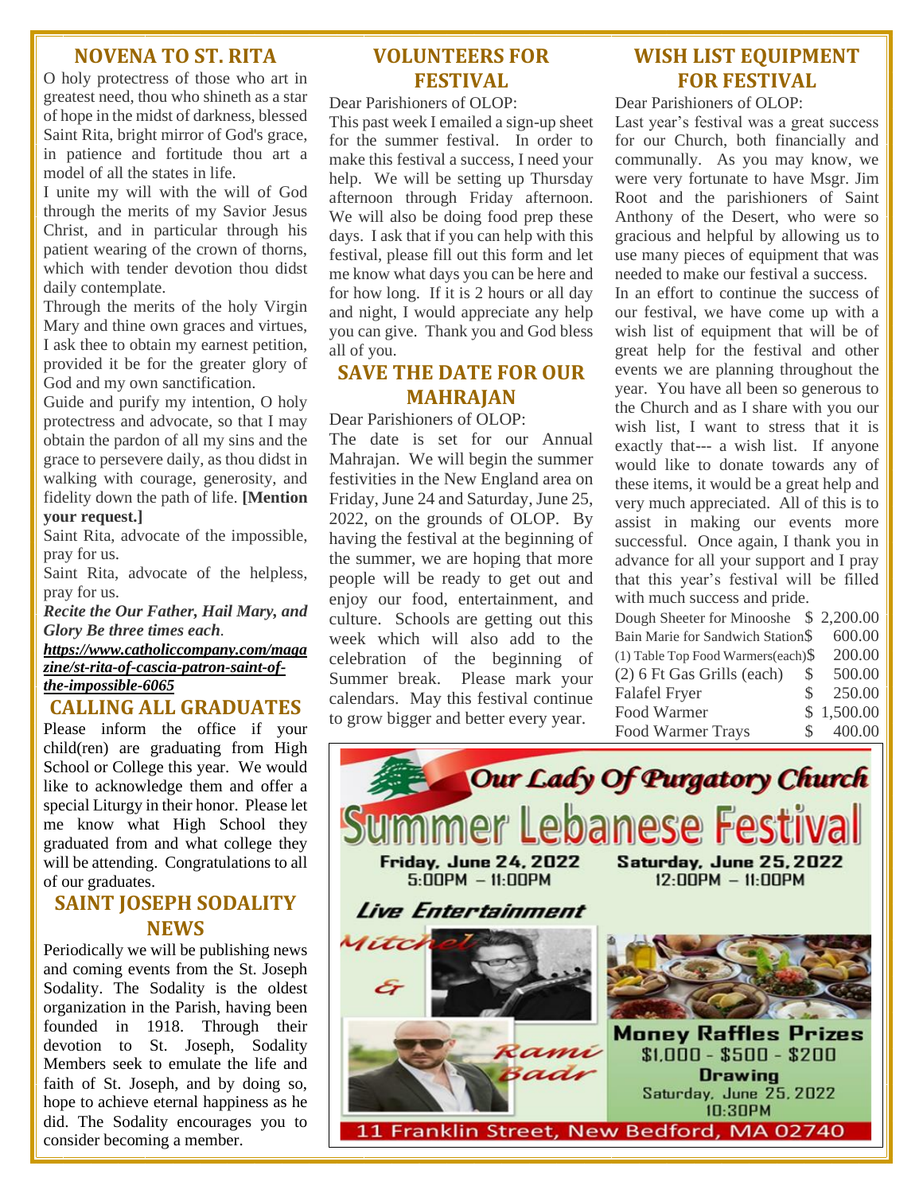## NOVENA TO ST. RITA

O holy protectress of those who art in greatest need, thou who shineth as a star of hope in the midst of darkness, blessed Saint Rita, bright mirror of God's grace, in patience and fortitude thou art a model of all the states in life.

I unite my will with the will of God through the merits of my Savior Jesus Christ, and in particular through his patient wearing of the crown of thorns, which with tender devotion thou didst daily contemplate.

Through the merits of the holy Virgin Mary and thine own graces and virtues, I ask thee to obtain my earnest petition, provided it be for the greater glory of God and my own sanctification.

Guide and purify my intention, O holy protectress and advocate, so that I may obtain the pardon of all my sins and the grace to persevere daily, as thou didst in walking with courage, generosity, and fidelity down the path of life. **[Mention your request.]**

Saint Rita, advocate of the impossible, pray for us.

Saint Rita, advocate of the helpless, pray for us.

***Recite the Our Father, Hail Mary, and Glory Be three times each*.**

***https://www.catholiccompany.com/magazine/st-rita-of-cascia-patron-saint-of-the-impossible-6065***

## CALLING ALL GRADUATES

Please inform the office if your child(ren) are graduating from High School or College this year. We would like to acknowledge them and offer a special Liturgy in their honor. Please let me know what High School they graduated from and what college they will be attending. Congratulations to all of our graduates.

## SAINT JOSEPH SODALITY NEWS

Periodically we will be publishing news and coming events from the St. Joseph Sodality. The Sodality is the oldest organization in the Parish, having been founded in 1918. Through their devotion to St. Joseph, Sodality Members seek to emulate the life and faith of St. Joseph, and by doing so, hope to achieve eternal happiness as he did. The Sodality encourages you to consider becoming a member.

## VOLUNTEERS FOR FESTIVAL

Dear Parishioners of OLOP:

This past week I emailed a sign-up sheet for the summer festival. In order to make this festival a success, I need your help. We will be setting up Thursday afternoon through Friday afternoon. We will also be doing food prep these days. I ask that if you can help with this festival, please fill out this form and let me know what days you can be here and for how long. If it is 2 hours or all day and night, I would appreciate any help you can give. Thank you and God bless all of you.

## SAVE THE DATE FOR OUR MAHRAJAN

Dear Parishioners of OLOP:

The date is set for our Annual Mahrajan. We will begin the summer festivities in the New England area on Friday, June 24 and Saturday, June 25, 2022, on the grounds of OLOP. By having the festival at the beginning of the summer, we are hoping that more people will be ready to get out and enjoy our food, entertainment, and culture. Schools are getting out this week which will also add to the celebration of the beginning of Summer break. Please mark your calendars. May this festival continue to grow bigger and better every year.

## WISH LIST EQUIPMENT FOR FESTIVAL

Dear Parishioners of OLOP:

Last year's festival was a great success for our Church, both financially and communally. As you may know, we were very fortunate to have Msgr. Jim Root and the parishioners of Saint Anthony of the Desert, who were so gracious and helpful by allowing us to use many pieces of equipment that was needed to make our festival a success.

In an effort to continue the success of our festival, we have come up with a wish list of equipment that will be of great help for the festival and other events we are planning throughout the year. You have all been so generous to the Church and as I share with you our wish list, I want to stress that it is exactly that--- a wish list. If anyone would like to donate towards any of these items, it would be a great help and very much appreciated. All of this is to assist in making our events more successful. Once again, I thank you in advance for all your support and I pray that this year's festival will be filled with much success and pride.

| Item | Cost |
|---|---|
| Dough Sheeter for Minooshe | $ 2,200.00 |
| Bain Marie for Sandwich Station | $ 600.00 |
| (1) Table Top Food Warmers(each) | $ 200.00 |
| (2) 6 Ft Gas Grills (each) | $ 500.00 |
| Falafel Fryer | $ 250.00 |
| Food Warmer | $ 1,500.00 |
| Food Warmer Trays | $ 400.00 |

## Our Lady Of Purgatory Church
## Summer Lebanese Festival

**Friday, June 24, 2022**
5:00PM – 11:00PM

**Saturday, June 25, 2022**
12:00PM – 11:00PM

***Live Entertainment***

Mitchel & Rami Badr

**Money Raffles Prizes**
$1,000 - $500 - $200

**Drawing**
Saturday, June 25, 2022
10:30PM

11 Franklin Street, New Bedford, MA 02740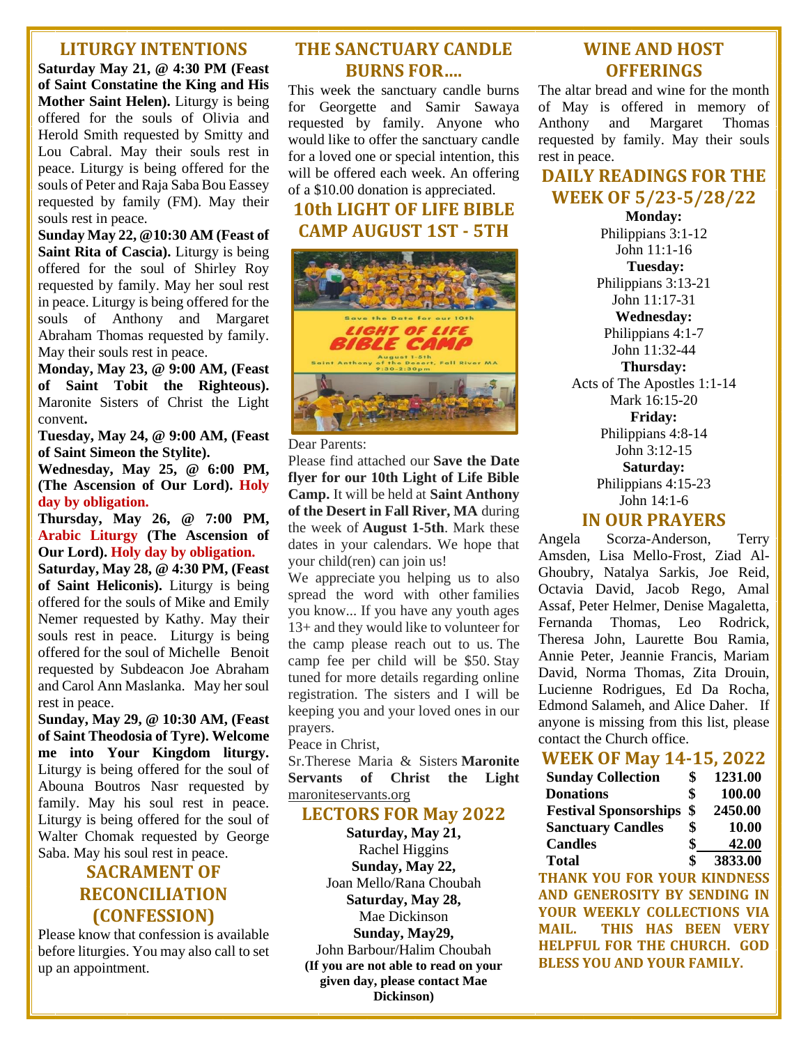## LITURGY INTENTIONS

**Saturday May 21, @ 4:30 PM (Feast of Saint Constatine the King and His Mother Saint Helen).** Liturgy is being offered for the souls of Olivia and Herold Smith requested by Smitty and Lou Cabral. May their souls rest in peace. Liturgy is being offered for the souls of Peter and Raja Saba Bou Eassey requested by family (FM). May their souls rest in peace.

**Sunday May 22, @10:30 AM (Feast of Saint Rita of Cascia).** Liturgy is being offered for the soul of Shirley Roy requested by family. May her soul rest in peace. Liturgy is being offered for the souls of Anthony and Margaret Abraham Thomas requested by family. May their souls rest in peace.

**Monday, May 23, @ 9:00 AM, (Feast of Saint Tobit the Righteous).** Maronite Sisters of Christ the Light convent**.**

**Tuesday, May 24, @ 9:00 AM, (Feast of Saint Simeon the Stylite).**

**Wednesday, May 25, @ 6:00 PM, (The Ascension of Our Lord). Holy day by obligation.**

**Thursday, May 26, @ 7:00 PM, Arabic Liturgy (The Ascension of Our Lord). Holy day by obligation.**

**Saturday, May 28, @ 4:30 PM, (Feast of Saint Heliconis).** Liturgy is being offered for the souls of Mike and Emily Nemer requested by Kathy. May their souls rest in peace. Liturgy is being offered for the soul of Michelle Benoit requested by Subdeacon Joe Abraham and Carol Ann Maslanka. May her soul rest in peace.

**Sunday, May 29, @ 10:30 AM, (Feast of Saint Theodosia of Tyre). Welcome me into Your Kingdom liturgy.** Liturgy is being offered for the soul of Abouna Boutros Nasr requested by family. May his soul rest in peace. Liturgy is being offered for the soul of Walter Chomak requested by George Saba. May his soul rest in peace.

## SACRAMENT OF RECONCILIATION (CONFESSION)

Please know that confession is available before liturgies. You may also call to set up an appointment.

## THE SANCTUARY CANDLE BURNS FOR….

This week the sanctuary candle burns for Georgette and Samir Sawaya requested by family. Anyone who would like to offer the sanctuary candle for a loved one or special intention, this will be offered each week. An offering of a $10.00 donation is appreciated.

## 10th LIGHT OF LIFE BIBLE CAMP AUGUST 1ST - 5TH

Save the Date for our 10th
LIGHT OF LIFE BIBLE CAMP
August 1-5th
Saint Anthony of the Desert, Fall River MA
9:30-2:30pm

Dear Parents:

Please find attached our **Save the Date flyer for our 10th Light of Life Bible Camp.** It will be held at **Saint Anthony of the Desert in Fall River, MA** during the week of **August 1-5th**. Mark these dates in your calendars. We hope that your child(ren) can join us!

We appreciate you helping us to also spread the word with other families you know... If you have any youth ages 13+ and they would like to volunteer for the camp please reach out to us. The camp fee per child will be $50. Stay tuned for more details regarding online registration. The sisters and I will be keeping you and your loved ones in our prayers.

Peace in Christ,

Sr.Therese Maria & Sisters **Maronite Servants of Christ the Light**
maroniteservants.org

## LECTORS FOR May 2022

**Saturday, May 21,**
Rachel Higgins
**Sunday, May 22,**
Joan Mello/Rana Choubah
**Saturday, May 28,**
Mae Dickinson
**Sunday, May29,**
John Barbour/Halim Choubah
**(If you are not able to read on your given day, please contact Mae Dickinson)**

## WINE AND HOST OFFERINGS

The altar bread and wine for the month of May is offered in memory of Anthony and Margaret Thomas requested by family. May their souls rest in peace.

## DAILY READINGS FOR THE WEEK OF 5/23-5/28/22

**Monday:**
Philippians 3:1-12
John 11:1-16
**Tuesday:**
Philippians 3:13-21
John 11:17-31
**Wednesday:**
Philippians 4:1-7
John 11:32-44
**Thursday:**
Acts of The Apostles 1:1-14
Mark 16:15-20
**Friday:**
Philippians 4:8-14
John 3:12-15
**Saturday:**
Philippians 4:15-23
John 14:1-6

## IN OUR PRAYERS

Angela Scorza-Anderson, Terry Amsden, Lisa Mello-Frost, Ziad Al-Ghoubry, Natalya Sarkis, Joe Reid, Octavia David, Jacob Rego, Amal Assaf, Peter Helmer, Denise Magaletta, Fernanda Thomas, Leo Rodrick, Theresa John, Laurette Bou Ramia, Annie Peter, Jeannie Francis, Mariam David, Norma Thomas, Zita Drouin, Lucienne Rodrigues, Ed Da Rocha, Edmond Salameh, and Alice Daher. If anyone is missing from this list, please contact the Church office.

## WEEK OF May 14-15, 2022

| | | |
|---|---|---|
| **Sunday Collection** | **$** | **1231.00** |
| **Donations** | **$** | **100.00** |
| **Festival Sponsorships** | **$** | **2450.00** |
| **Sanctuary Candles** | **$** | **10.00** |
| **Candles** | **$** | **42.00** |
| **Total** | **$** | **3833.00** |

**THANK YOU FOR YOUR KINDNESS AND GENEROSITY BY SENDING IN YOUR WEEKLY COLLECTIONS VIA MAIL. THIS HAS BEEN VERY HELPFUL FOR THE CHURCH. GOD BLESS YOU AND YOUR FAMILY.**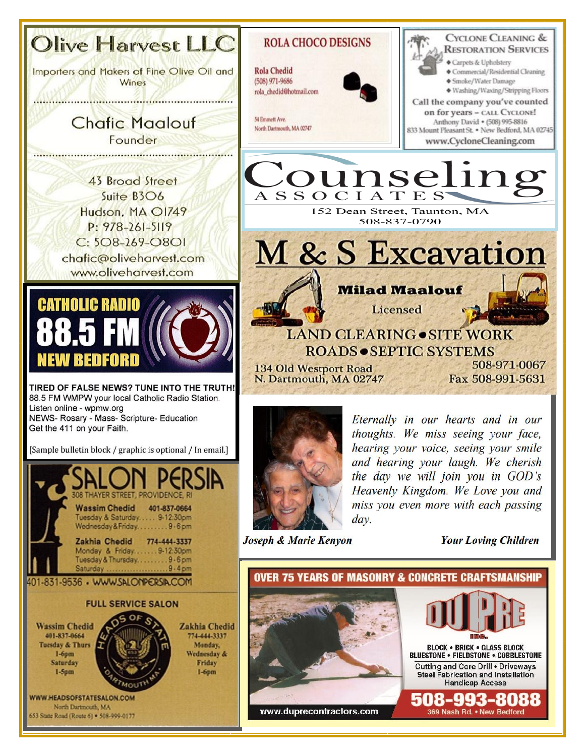# Olive Harvest LLC

Importers and Makers of Fine Olive Oil and Wines

Chafic Maalouf
Founder

43 Broad Street
Suite B306
Hudson, MA 01749
P: 978-261-5119
C: 508-269-0801
chafic@oliveharvest.com
www.oliveharvest.com

# ROLA CHOCO DESIGNS

Rola Chedid
(508) 971-9686
rola_chedid@hotmail.com

54 Emmett Ave.
North Dartmouth, MA 02747

# Cyclone Cleaning & Restoration Services

- Carpets & Upholstery
- Commercial/Residential Cleaning
- Smoke/Water Damage
- Washing/Waxing/Stripping Floors

Call the company you've counted on for years – CALL CYCLONE!
Anthony David • (508) 995-8816
833 Mount Pleasant St. • New Bedford, MA 02745
www.CycloneCleaning.com

# Counseling Associates

152 Dean Street, Taunton, MA
508-837-0790

# M & S Excavation

**Milad Maalouf**
Licensed

LAND CLEARING • SITE WORK
ROADS • SEPTIC SYSTEMS

134 Old Westport Road
N. Dartmouth, MA 02747

508-971-0067
Fax 508-991-5631

# CATHOLIC RADIO 88.5 FM NEW BEDFORD

**TIRED OF FALSE NEWS? TUNE INTO THE TRUTH!**
88.5 FM WMPW your local Catholic Radio Station.
Listen online - wpmw.org
NEWS- Rosary - Mass- Scripture- Education
Get the 411 on your Faith.

[Sample bulletin block / graphic is optional / In email.]

*Eternally in our hearts and in our thoughts. We miss seeing your face, hearing your voice, seeing your smile and hearing your laugh. We cherish the day we will join you in GOD's Heavenly Kingdom. We Love you and miss you even more with each passing day.*

***Joseph & Marie Kenyon*** ***Your Loving Children***

# SALON PERSIA

308 THAYER STREET, PROVIDENCE, RI

**Wassim Chedid** 401-837-0664
Tuesday & Saturday...... 9-12:30pm
Wednesday & Friday.......... 9-6pm

**Zakhia Chedid** 774-444-3337
Monday & Friday....... 9-12:30pm
Tuesday & Thursday.......... 9-6pm
Saturday ......................... 9-4pm

401-831-9536 • WWW.SALONPERSIA.COM

# HEADS OF STATE – FULL SERVICE SALON

**Wassim Chedid**
401-837-0664
Tuesday & Thurs 1-6pm
Saturday 1-5pm

**Zakhia Chedid**
774-444-3337
Monday, Wednesday & Friday 1-6pm

WWW.HEADSOFSTATESALON.COM
North Dartmouth, MA
653 State Road (Route 6) • 508-999-0177

# OVER 75 YEARS OF MASONRY & CONCRETE CRAFTSMANSHIP

**DUPRE Inc.**

BLOCK • BRICK • GLASS BLOCK
BLUESTONE • FIELDSTONE • COBBLESTONE
Cutting and Core Drill • Driveways
Steel Fabrication and Installation
Handicap Access

**508-993-8088**
369 Nash Rd. • New Bedford
www.duprecontractors.com